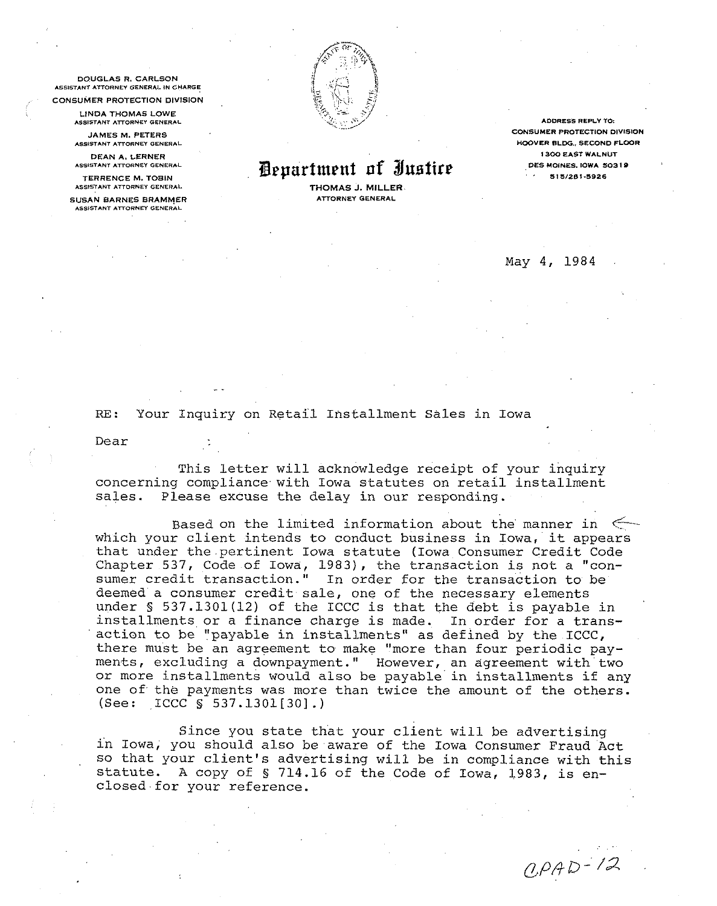DOUGLAS R. CARLSON
ASSISTANT ATTORNEY GENERAL IN CHARGE
CONSUMER PROTECTION DIVISION

LINDA THOMAS LOWE
ASSISTANT ATTORNEY GENERAL

JAMES M. PETERS
ASSISTANT ATTORNEY GENERAL

DEAN A. LERNER
ASSISTANT ATTORNEY GENERAL

TERRENCE M. TOBIN
ASSISTANT ATTORNEY GENERAL

SUSAN BARNES BRAMMER
ASSISTANT ATTORNEY GENERAL

# Department of Justice

THOMAS J. MILLER
ATTORNEY GENERAL

ADDRESS REPLY TO:
CONSUMER PROTECTION DIVISION
HOOVER BLDG., SECOND FLOOR
1300 EAST WALNUT
DES MOINES, IOWA 50319
515/281-5926

May 4, 1984

RE: Your Inquiry on Retail Installment Sales in Iowa

Dear :

This letter will acknowledge receipt of your inquiry concerning compliance with Iowa statutes on retail installment sales. Please excuse the delay in our responding.

Based on the limited information about the manner in which your client intends to conduct business in Iowa, it appears that under the pertinent Iowa statute (Iowa Consumer Credit Code Chapter 537, Code of Iowa, 1983), the transaction is not a "consumer credit transaction." In order for the transaction to be deemed a consumer credit sale, one of the necessary elements under § 537.1301(12) of the ICCC is that the debt is payable in installments or a finance charge is made. In order for a transaction to be "payable in installments" as defined by the ICCC, there must be an agreement to make "more than four periodic payments, excluding a downpayment." However, an agreement with two or more installments would also be payable in installments if any one of the payments was more than twice the amount of the others. (See: ICCC § 537.1301[30].)

Since you state that your client will be advertising in Iowa, you should also be aware of the Iowa Consumer Fraud Act so that your client's advertising will be in compliance with this statute. A copy of § 714.16 of the Code of Iowa, 1983, is enclosed for your reference.

CPAD-12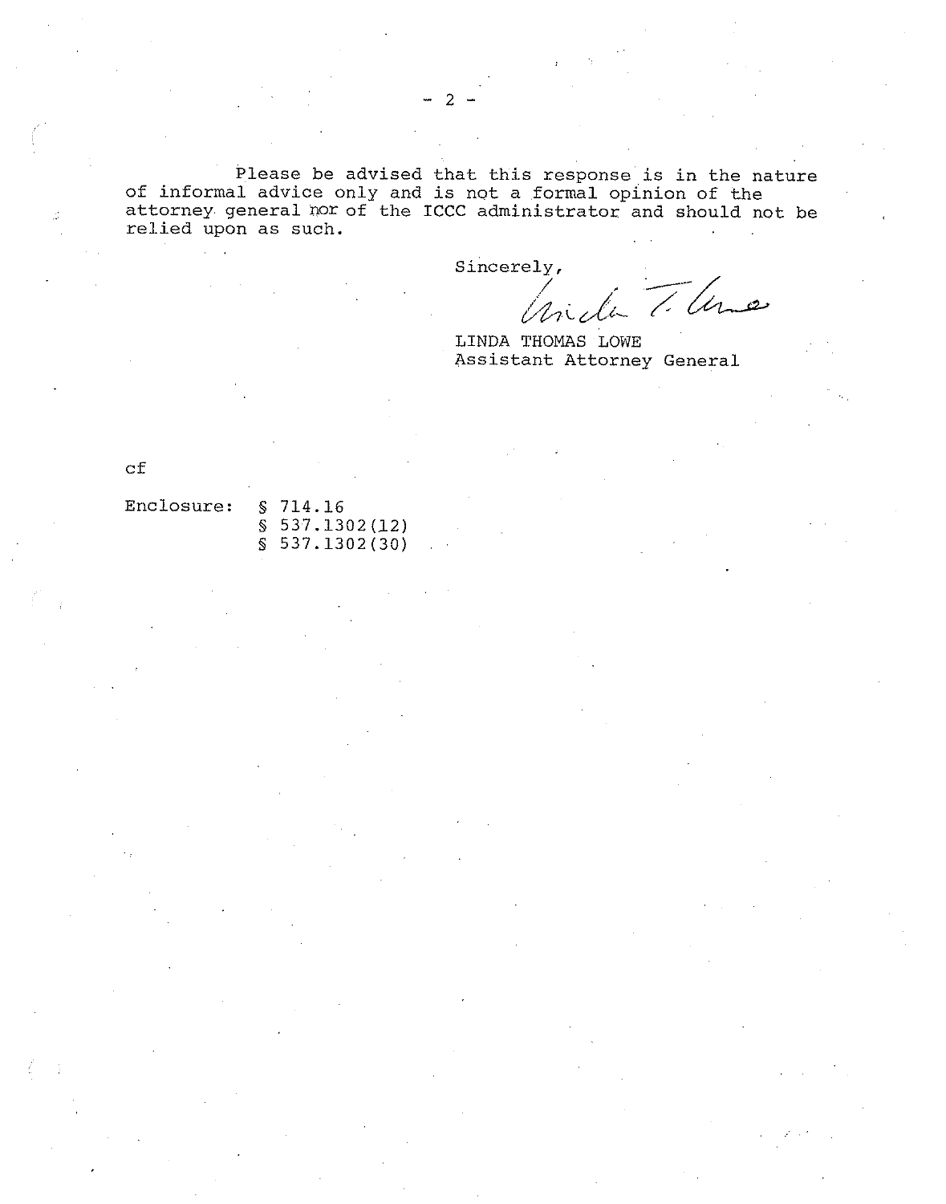Please be advised that this response is in the nature of informal advice only and is not a formal opinion of the attorney general nor of the ICCC administrator and should not be relied upon as such.

Sincerely,

LINDA THOMAS LOWE
Assistant Attorney General

cf

Enclosure: § 714.16
§ 537.1302(12)
§ 537.1302(30)